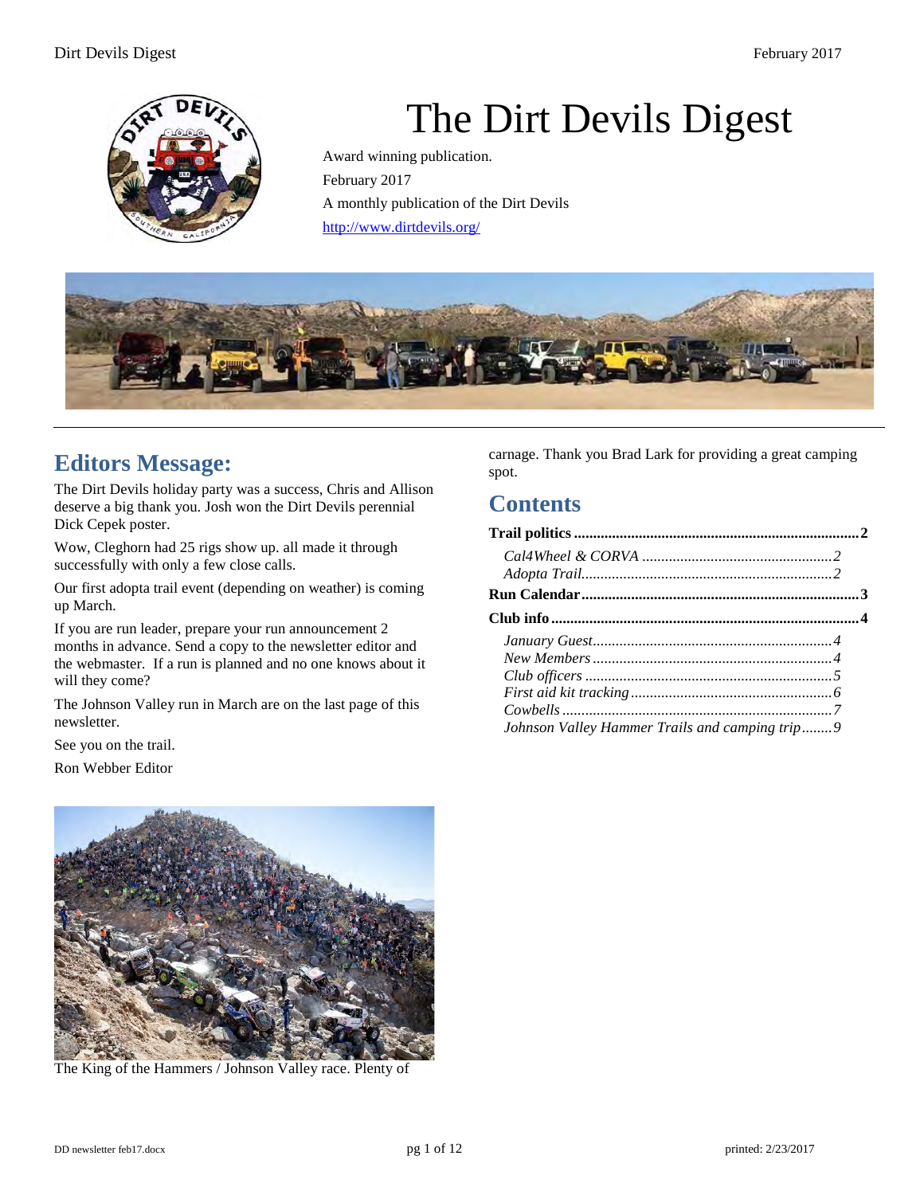# The Dirt Devils Digest

Award winning publication.

February 2017

A monthly publication of the Dirt Devils

http://www.dirtdevils.org/

## Editors Message:

The Dirt Devils holiday party was a success, Chris and Allison deserve a big thank you. Josh won the Dirt Devils perennial Dick Cepek poster.

Wow, Cleghorn had 25 rigs show up. all made it through successfully with only a few close calls.

Our first adopta trail event (depending on weather) is coming up March.

If you are run leader, prepare your run announcement 2 months in advance. Send a copy to the newsletter editor and the webmaster. If a run is planned and no one knows about it will they come?

The Johnson Valley run in March are on the last page of this newsletter.

See you on the trail.

Ron Webber Editor

The King of the Hammers / Johnson Valley race. Plenty of carnage. Thank you Brad Lark for providing a great camping spot.

## Contents

**Trail politics** ..... **2**

- *Cal4Wheel & CORVA* ..... *2*
- *Adopta Trail* ..... *2*

**Run Calendar** ..... **3**

**Club info** ..... **4**

- *January Guest* ..... *4*
- *New Members* ..... *4*
- *Club officers* ..... *5*
- *First aid kit tracking* ..... *6*
- *Cowbells* ..... *7*
- *Johnson Valley Hammer Trails and camping trip* ..... *9*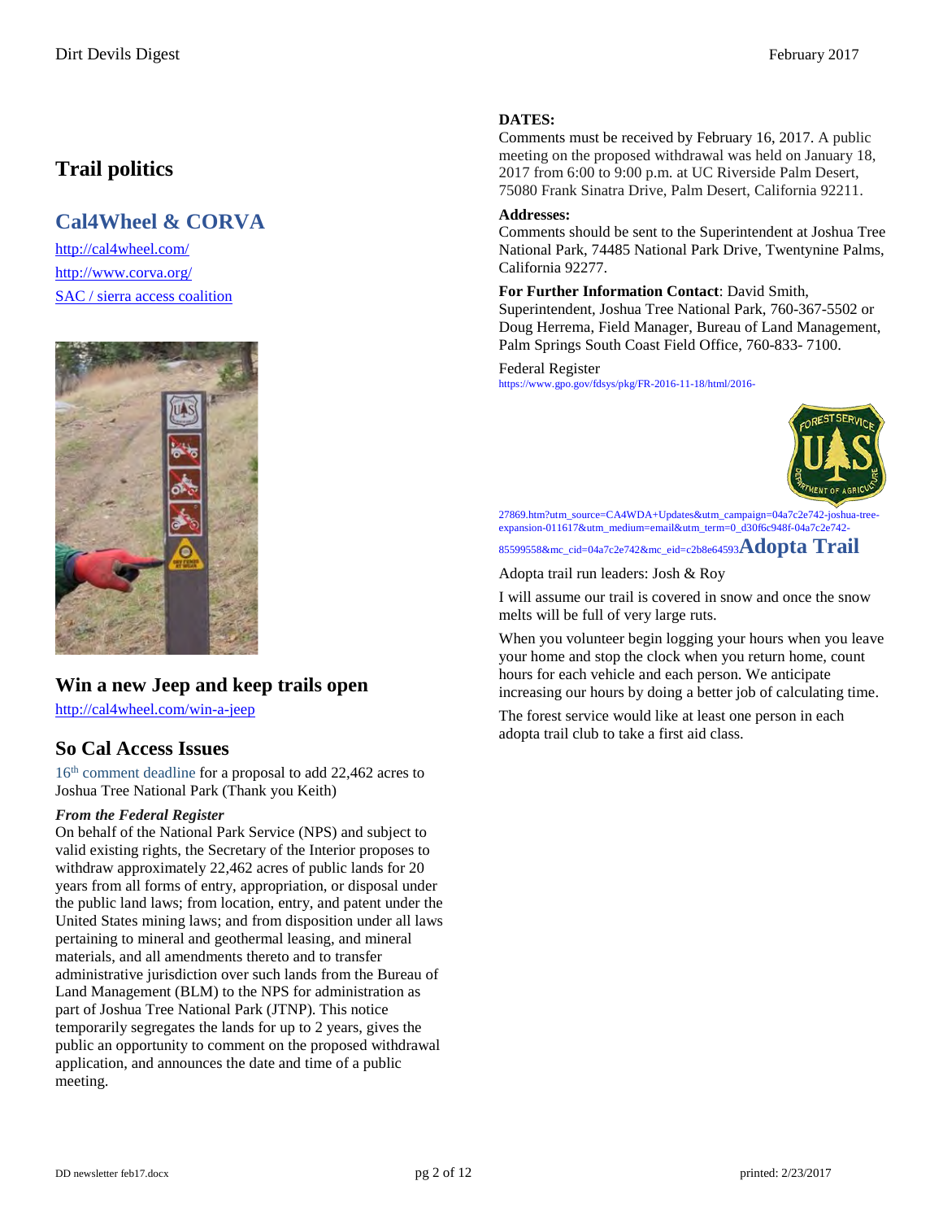# Trail politics

## Cal4Wheel & CORVA

http://cal4wheel.com/

http://www.corva.org/

SAC / sierra access coalition

## Win a new Jeep and keep trails open

http://cal4wheel.com/win-a-jeep

## So Cal Access Issues

16th comment deadline for a proposal to add 22,462 acres to Joshua Tree National Park (Thank you Keith)

***From the Federal Register***

On behalf of the National Park Service (NPS) and subject to valid existing rights, the Secretary of the Interior proposes to withdraw approximately 22,462 acres of public lands for 20 years from all forms of entry, appropriation, or disposal under the public land laws; from location, entry, and patent under the United States mining laws; and from disposition under all laws pertaining to mineral and geothermal leasing, and mineral materials, and all amendments thereto and to transfer administrative jurisdiction over such lands from the Bureau of Land Management (BLM) to the NPS for administration as part of Joshua Tree National Park (JTNP). This notice temporarily segregates the lands for up to 2 years, gives the public an opportunity to comment on the proposed withdrawal application, and announces the date and time of a public meeting.

**DATES:**

Comments must be received by February 16, 2017. A public meeting on the proposed withdrawal was held on January 18, 2017 from 6:00 to 9:00 p.m. at UC Riverside Palm Desert, 75080 Frank Sinatra Drive, Palm Desert, California 92211.

**Addresses:**

Comments should be sent to the Superintendent at Joshua Tree National Park, 74485 National Park Drive, Twentynine Palms, California 92277.

**For Further Information Contact**: David Smith, Superintendent, Joshua Tree National Park, 760-367-5502 or Doug Herrema, Field Manager, Bureau of Land Management, Palm Springs South Coast Field Office, 760-833- 7100.

Federal Register

https://www.gpo.gov/fdsys/pkg/FR-2016-11-18/html/2016-27869.htm?utm_source=CA4WDA+Updates&utm_campaign=04a7c2e742-joshua-tree-expansion-011617&utm_medium=email&utm_term=0_d30f6c948f-04a7c2e742-85599558&mc_cid=04a7c2e742&mc_eid=c2b8e64593

## Adopta Trail

Adopta trail run leaders: Josh & Roy

I will assume our trail is covered in snow and once the snow melts will be full of very large ruts.

When you volunteer begin logging your hours when you leave your home and stop the clock when you return home, count hours for each vehicle and each person. We anticipate increasing our hours by doing a better job of calculating time.

The forest service would like at least one person in each adopta trail club to take a first aid class.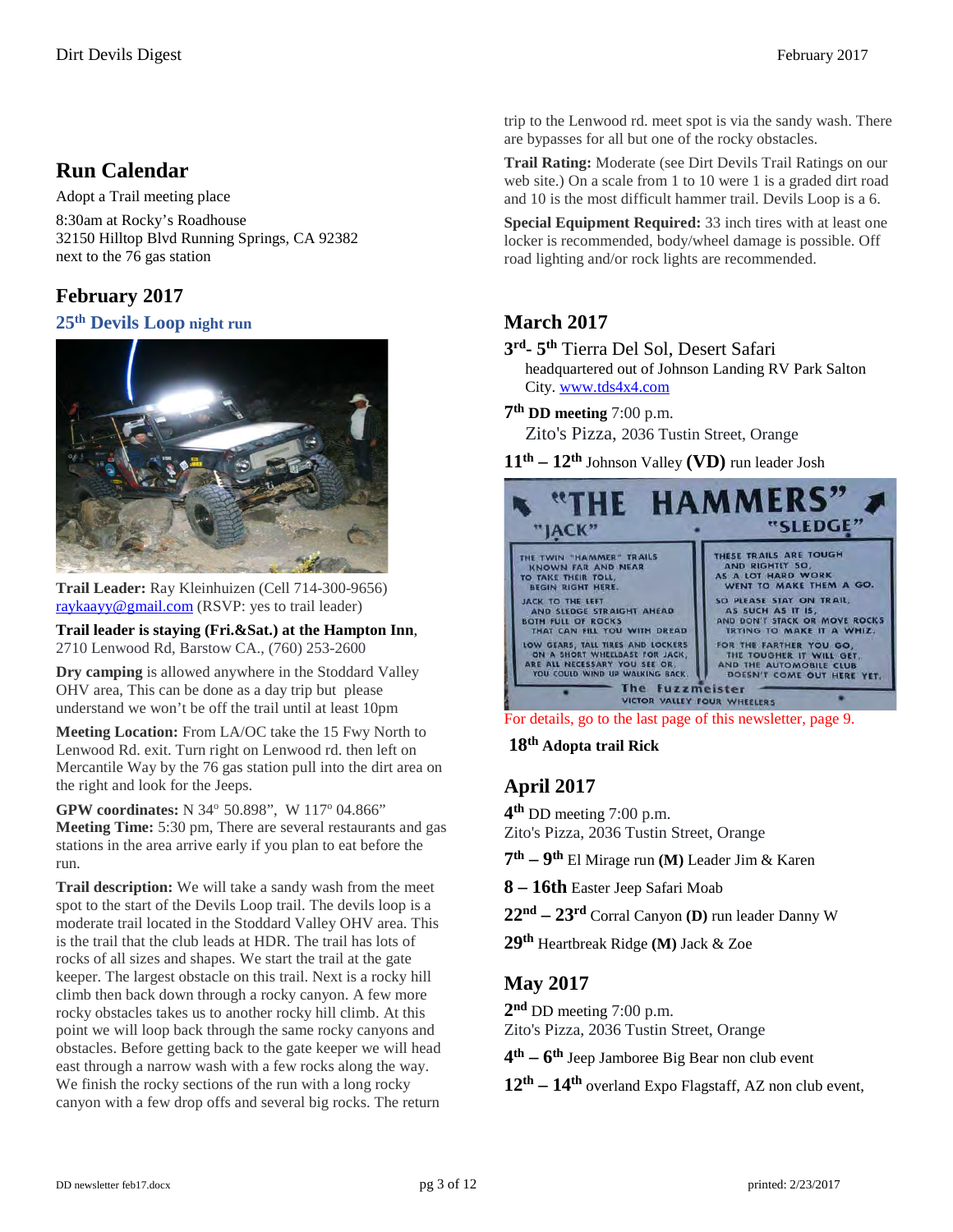## Run Calendar

Adopt a Trail meeting place

8:30am at Rocky's Roadhouse
32150 Hilltop Blvd Running Springs, CA 92382
next to the 76 gas station

## February 2017

### 25th Devils Loop night run

**Trail Leader:** Ray Kleinhuizen (Cell 714-300-9656) raykaayy@gmail.com (RSVP: yes to trail leader)

**Trail leader is staying (Fri.&Sat.) at the Hampton Inn**, 2710 Lenwood Rd, Barstow CA., (760) 253-2600

**Dry camping** is allowed anywhere in the Stoddard Valley OHV area, This can be done as a day trip but please understand we won't be off the trail until at least 10pm

**Meeting Location:** From LA/OC take the 15 Fwy North to Lenwood Rd. exit. Turn right on Lenwood rd. then left on Mercantile Way by the 76 gas station pull into the dirt area on the right and look for the Jeeps.

**GPW coordinates:** N 34º 50.898", W 117º 04.866"
**Meeting Time:** 5:30 pm, There are several restaurants and gas stations in the area arrive early if you plan to eat before the run.

**Trail description:** We will take a sandy wash from the meet spot to the start of the Devils Loop trail. The devils loop is a moderate trail located in the Stoddard Valley OHV area. This is the trail that the club leads at HDR. The trail has lots of rocks of all sizes and shapes. We start the trail at the gate keeper. The largest obstacle on this trail. Next is a rocky hill climb then back down through a rocky canyon. A few more rocky obstacles takes us to another rocky hill climb. At this point we will loop back through the same rocky canyons and obstacles. Before getting back to the gate keeper we will head east through a narrow wash with a few rocks along the way. We finish the rocky sections of the run with a long rocky canyon with a few drop offs and several big rocks. The return trip to the Lenwood rd. meet spot is via the sandy wash. There are bypasses for all but one of the rocky obstacles.

**Trail Rating:** Moderate (see Dirt Devils Trail Ratings on our web site.) On a scale from 1 to 10 were 1 is a graded dirt road and 10 is the most difficult hammer trail. Devils Loop is a 6.

**Special Equipment Required:** 33 inch tires with at least one locker is recommended, body/wheel damage is possible. Off road lighting and/or rock lights are recommended.

## March 2017

**3rd- 5th** Tierra Del Sol, Desert Safari
headquartered out of Johnson Landing RV Park Salton City. www.tds4x4.com

**7th DD meeting** 7:00 p.m.
Zito's Pizza, 2036 Tustin Street, Orange

**11th – 12th** Johnson Valley **(VD)** run leader Josh

For details, go to the last page of this newsletter, page 9.

**18th Adopta trail Rick**

## April 2017

**4th** DD meeting 7:00 p.m.
Zito's Pizza, 2036 Tustin Street, Orange

**7th – 9th** El Mirage run **(M)** Leader Jim & Karen

**8 – 16th** Easter Jeep Safari Moab

**22nd – 23rd** Corral Canyon **(D)** run leader Danny W

**29th** Heartbreak Ridge **(M)** Jack & Zoe

## May 2017

**2nd** DD meeting 7:00 p.m.
Zito's Pizza, 2036 Tustin Street, Orange

**4th – 6th** Jeep Jamboree Big Bear non club event

**12th – 14th** overland Expo Flagstaff, AZ non club event,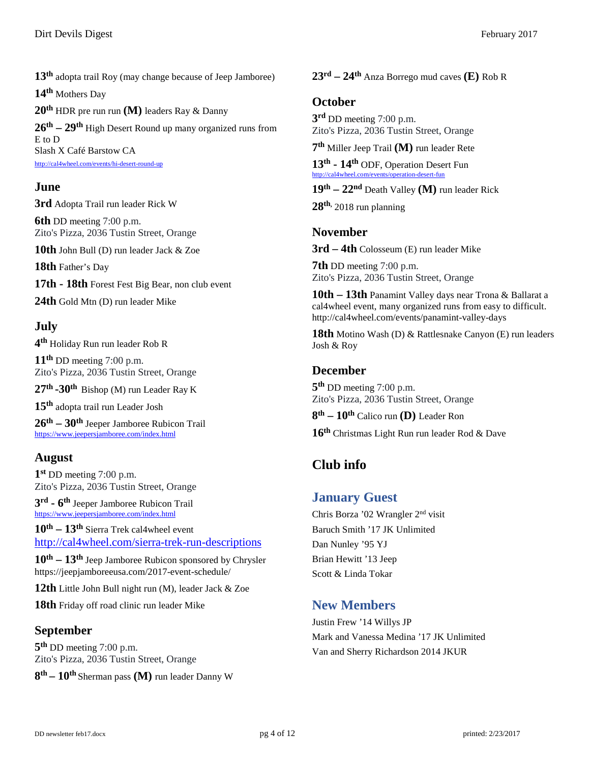**13th** adopta trail Roy (may change because of Jeep Jamboree)

**14th** Mothers Day

**20th** HDR pre run run **(M)** leaders Ray & Danny

**26th – 29th** High Desert Round up many organized runs from E to D
Slash X Café Barstow CA
http://cal4wheel.com/events/hi-desert-round-up

## June

**3rd** Adopta Trail run leader Rick W

**6th** DD meeting 7:00 p.m.
Zito's Pizza, 2036 Tustin Street, Orange

**10th** John Bull (D) run leader Jack & Zoe

**18th** Father's Day

**17th - 18th** Forest Fest Big Bear, non club event

**24th** Gold Mtn (D) run leader Mike

## July

**4th** Holiday Run run leader Rob R

**11th** DD meeting 7:00 p.m.
Zito's Pizza, 2036 Tustin Street, Orange

**27th -30th** Bishop (M) run Leader Ray K

**15th** adopta trail run Leader Josh

**26th – 30th** Jeeper Jamboree Rubicon Trail
https://www.jeepersjamboree.com/index.html

## August

**1st** DD meeting 7:00 p.m.
Zito's Pizza, 2036 Tustin Street, Orange

**3rd - 6th** Jeeper Jamboree Rubicon Trail
https://www.jeepersjamboree.com/index.html

**10th – 13th** Sierra Trek cal4wheel event
http://cal4wheel.com/sierra-trek-run-descriptions

**10th – 13th** Jeep Jamboree Rubicon sponsored by Chrysler
https://jeepjamboreeusa.com/2017-event-schedule/

**12th** Little John Bull night run (M), leader Jack & Zoe

**18th** Friday off road clinic run leader Mike

## September

**5th** DD meeting 7:00 p.m.
Zito's Pizza, 2036 Tustin Street, Orange

**8th – 10th** Sherman pass **(M)** run leader Danny W

**23rd – 24th** Anza Borrego mud caves **(E)** Rob R

## October

**3rd** DD meeting 7:00 p.m.
Zito's Pizza, 2036 Tustin Street, Orange

**7th** Miller Jeep Trail **(M)** run leader Rete

**13th - 14th** ODF, Operation Desert Fun
http://cal4wheel.com/events/operation-desert-fun

**19th – 22nd** Death Valley **(M)** run leader Rick

**28th,** 2018 run planning

## November

**3rd – 4th** Colosseum (E) run leader Mike

**7th** DD meeting 7:00 p.m.
Zito's Pizza, 2036 Tustin Street, Orange

**10th – 13th** Panamint Valley days near Trona & Ballarat a cal4wheel event, many organized runs from easy to difficult.
http://cal4wheel.com/events/panamint-valley-days

**18th** Motino Wash (D) & Rattlesnake Canyon (E) run leaders Josh & Roy

## December

**5th** DD meeting 7:00 p.m.
Zito's Pizza, 2036 Tustin Street, Orange

**8th – 10th** Calico run **(D)** Leader Ron

**16th** Christmas Light Run run leader Rod & Dave

# Club info

## January Guest

Chris Borza '02 Wrangler 2nd visit
Baruch Smith '17 JK Unlimited
Dan Nunley '95 YJ
Brian Hewitt '13 Jeep
Scott & Linda Tokar

## New Members

Justin Frew '14 Willys JP
Mark and Vanessa Medina '17 JK Unlimited
Van and Sherry Richardson 2014 JKUR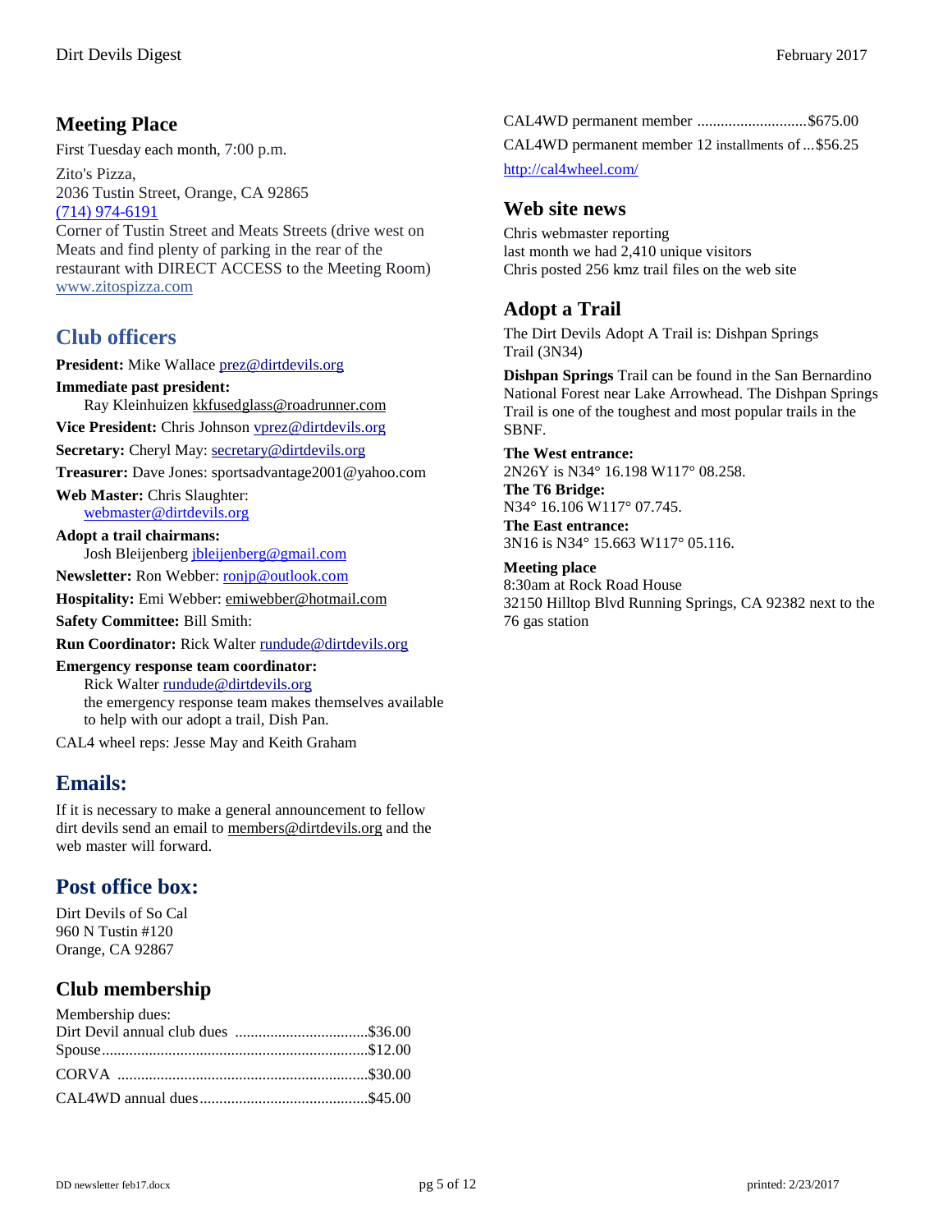## Meeting Place

First Tuesday each month, 7:00 p.m.

Zito's Pizza,
2036 Tustin Street, Orange, CA 92865
(714) 974-6191
Corner of Tustin Street and Meats Streets (drive west on Meats and find plenty of parking in the rear of the restaurant with DIRECT ACCESS to the Meeting Room)
www.zitospizza.com

## Club officers

**President:** Mike Wallace prez@dirtdevils.org

**Immediate past president:**
Ray Kleinhuizen kkfusedglass@roadrunner.com

**Vice President:** Chris Johnson vprez@dirtdevils.org

**Secretary:** Cheryl May: secretary@dirtdevils.org

**Treasurer:** Dave Jones: sportsadvantage2001@yahoo.com

**Web Master:** Chris Slaughter:
webmaster@dirtdevils.org

**Adopt a trail chairmans:**
Josh Bleijenberg jbleijenberg@gmail.com

**Newsletter:** Ron Webber: ronjp@outlook.com

**Hospitality:** Emi Webber: emiwebber@hotmail.com

**Safety Committee:** Bill Smith:

**Run Coordinator:** Rick Walter rundude@dirtdevils.org

**Emergency response team coordinator:**
Rick Walter rundude@dirtdevils.org
the emergency response team makes themselves available to help with our adopt a trail, Dish Pan.

CAL4 wheel reps: Jesse May and Keith Graham

## Emails:

If it is necessary to make a general announcement to fellow dirt devils send an email to members@dirtdevils.org and the web master will forward.

## Post office box:

Dirt Devils of So Cal
960 N Tustin #120
Orange, CA 92867

## Club membership

Membership dues:
Dirt Devil annual club dues ..................................$36.00
Spouse...................................................................$12.00

CORVA ...............................................................$30.00

CAL4WD annual dues..........................................$45.00

CAL4WD permanent member ............................$675.00

CAL4WD permanent member 12 installments of ...$56.25

http://cal4wheel.com/

## Web site news

Chris webmaster reporting
last month we had 2,410 unique visitors
Chris posted 256 kmz trail files on the web site

## Adopt a Trail

The Dirt Devils Adopt A Trail is: Dishpan Springs Trail (3N34)

**Dishpan Springs** Trail can be found in the San Bernardino National Forest near Lake Arrowhead. The Dishpan Springs Trail is one of the toughest and most popular trails in the SBNF.

**The West entrance:**
2N26Y is N34° 16.198 W117° 08.258.
**The T6 Bridge:**
N34° 16.106 W117° 07.745.
**The East entrance:**
3N16 is N34° 15.663 W117° 05.116.

**Meeting place**
8:30am at Rock Road House
32150 Hilltop Blvd Running Springs, CA 92382 next to the 76 gas station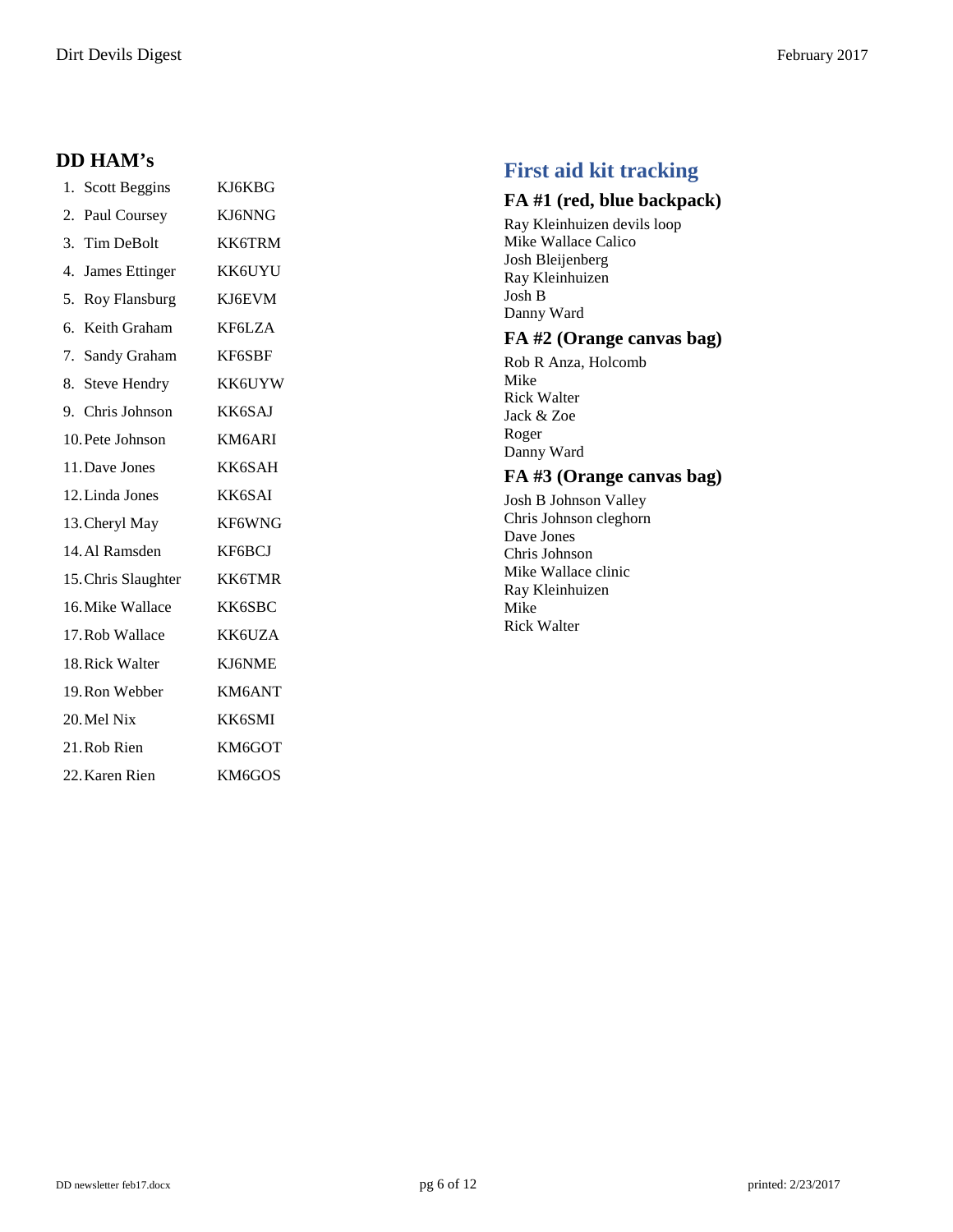## DD HAM's

1. Scott Beggins KJ6KBG
2. Paul Coursey KJ6NNG
3. Tim DeBolt KK6TRM
4. James Ettinger KK6UYU
5. Roy Flansburg KJ6EVM
6. Keith Graham KF6LZA
7. Sandy Graham KF6SBF
8. Steve Hendry KK6UYW
9. Chris Johnson KK6SAJ
10. Pete Johnson KM6ARI
11. Dave Jones KK6SAH
12. Linda Jones KK6SAI
13. Cheryl May KF6WNG
14. Al Ramsden KF6BCJ
15. Chris Slaughter KK6TMR
16. Mike Wallace KK6SBC
17. Rob Wallace KK6UZA
18. Rick Walter KJ6NME
19. Ron Webber KM6ANT
20. Mel Nix KK6SMI
21. Rob Rien KM6GOT
22. Karen Rien KM6GOS

## First aid kit tracking

### FA #1 (red, blue backpack)

Ray Kleinhuizen devils loop
Mike Wallace Calico
Josh Bleijenberg
Ray Kleinhuizen
Josh B
Danny Ward

### FA #2 (Orange canvas bag)

Rob R Anza, Holcomb
Mike
Rick Walter
Jack & Zoe
Roger
Danny Ward

### FA #3 (Orange canvas bag)

Josh B Johnson Valley
Chris Johnson cleghorn
Dave Jones
Chris Johnson
Mike Wallace clinic
Ray Kleinhuizen
Mike
Rick Walter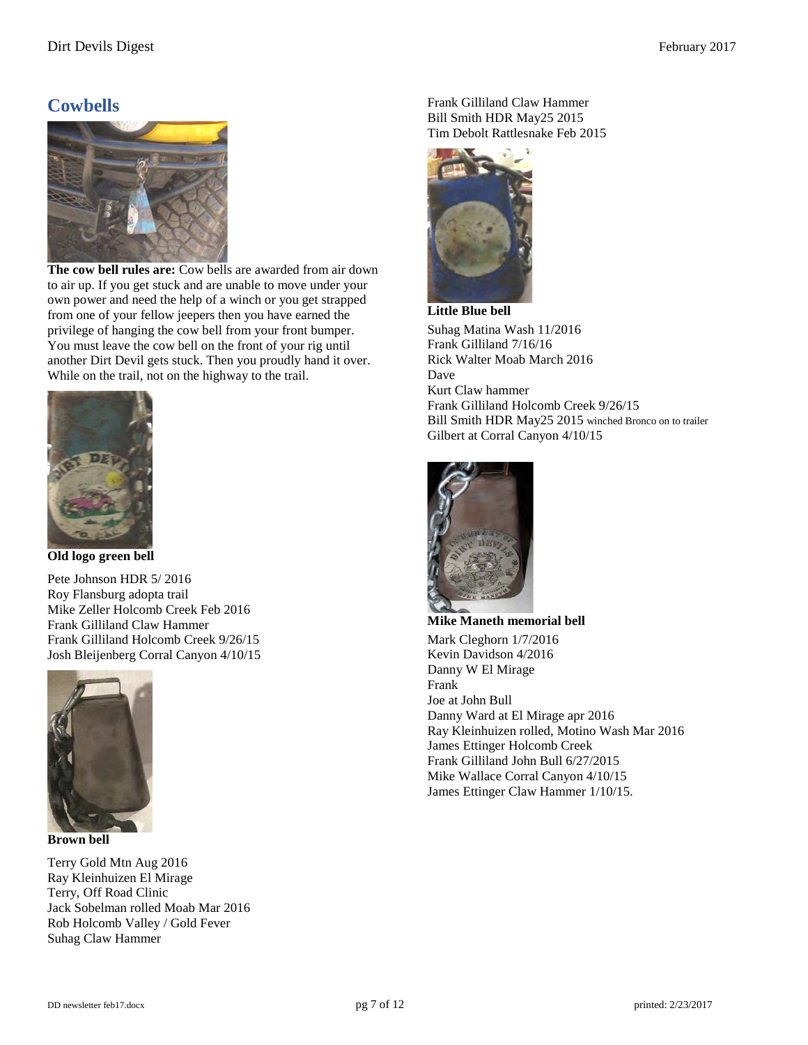## Cowbells

**The cow bell rules are:** Cow bells are awarded from air down to air up. If you get stuck and are unable to move under your own power and need the help of a winch or you get strapped from one of your fellow jeepers then you have earned the privilege of hanging the cow bell from your front bumper. You must leave the cow bell on the front of your rig until another Dirt Devil gets stuck. Then you proudly hand it over. While on the trail, not on the highway to the trail.

**Old logo green bell**

Pete Johnson HDR 5/ 2016
Roy Flansburg adopta trail
Mike Zeller Holcomb Creek Feb 2016
Frank Gilliland Claw Hammer
Frank Gilliland Holcomb Creek 9/26/15
Josh Bleijenberg Corral Canyon 4/10/15

**Brown bell**

Terry Gold Mtn Aug 2016
Ray Kleinhuizen El Mirage
Terry, Off Road Clinic
Jack Sobelman rolled Moab Mar 2016
Rob Holcomb Valley / Gold Fever
Suhag Claw Hammer
Frank Gilliland Claw Hammer
Bill Smith HDR May25 2015
Tim Debolt Rattlesnake Feb 2015

**Little Blue bell**

Suhag Matina Wash 11/2016
Frank Gilliland 7/16/16
Rick Walter Moab March 2016
Dave
Kurt Claw hammer
Frank Gilliland Holcomb Creek 9/26/15
Bill Smith HDR May25 2015 winched Bronco on to trailer
Gilbert at Corral Canyon 4/10/15

**Mike Maneth memorial bell**

Mark Cleghorn 1/7/2016
Kevin Davidson 4/2016
Danny W El Mirage
Frank
Joe at John Bull
Danny Ward at El Mirage apr 2016
Ray Kleinhuizen rolled, Motino Wash Mar 2016
James Ettinger Holcomb Creek
Frank Gilliland John Bull 6/27/2015
Mike Wallace Corral Canyon 4/10/15
James Ettinger Claw Hammer 1/10/15.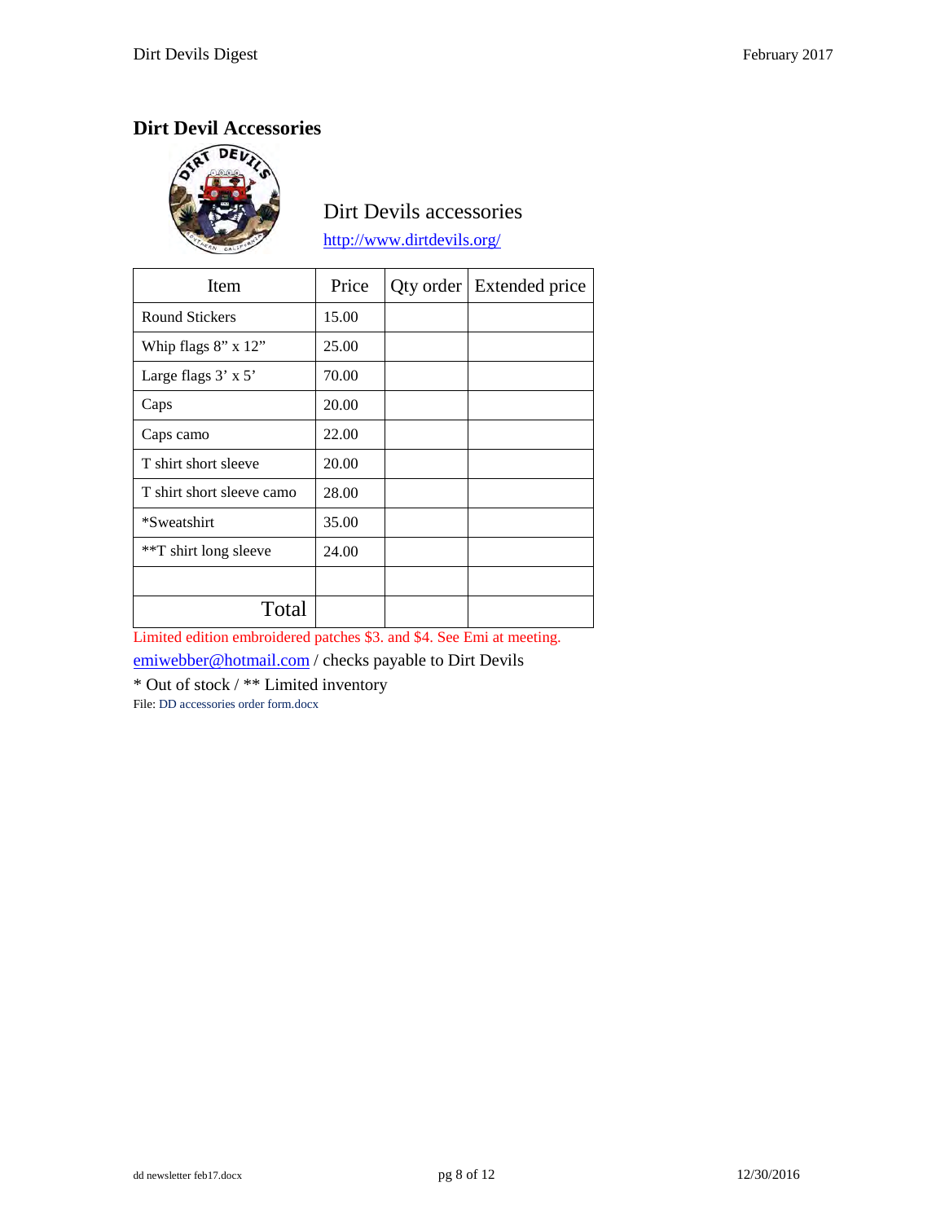## Dirt Devil Accessories

Dirt Devils accessories

http://www.dirtdevils.org/

| Item | Price | Qty order | Extended price |
|---|---|---|---|
| Round Stickers | 15.00 | | |
| Whip flags 8” x 12” | 25.00 | | |
| Large flags 3’ x 5’ | 70.00 | | |
| Caps | 20.00 | | |
| Caps camo | 22.00 | | |
| T shirt short sleeve | 20.00 | | |
| T shirt short sleeve camo | 28.00 | | |
| *Sweatshirt | 35.00 | | |
| **T shirt long sleeve | 24.00 | | |
| | | | |
| Total | | | |

Limited edition embroidered patches $3. and $4. See Emi at meeting.

emiwebber@hotmail.com / checks payable to Dirt Devils

* Out of stock / ** Limited inventory

File: DD accessories order form.docx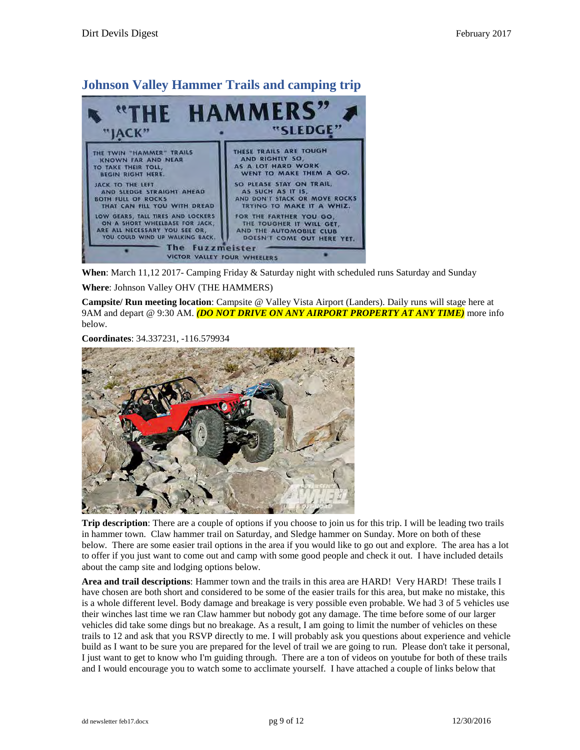## Johnson Valley Hammer Trails and camping trip

**When**: March 11,12 2017- Camping Friday & Saturday night with scheduled runs Saturday and Sunday

**Where**: Johnson Valley OHV (THE HAMMERS)

**Campsite/ Run meeting location**: Campsite @ Valley Vista Airport (Landers). Daily runs will stage here at 9AM and depart @ 9:30 AM. ***(DO NOT DRIVE ON ANY AIRPORT PROPERTY AT ANY TIME)*** more info below.

**Coordinates**: 34.337231, -116.579934

**Trip description**: There are a couple of options if you choose to join us for this trip. I will be leading two trails in hammer town. Claw hammer trail on Saturday, and Sledge hammer on Sunday. More on both of these below. There are some easier trail options in the area if you would like to go out and explore. The area has a lot to offer if you just want to come out and camp with some good people and check it out. I have included details about the camp site and lodging options below.

**Area and trail descriptions**: Hammer town and the trails in this area are HARD! Very HARD! These trails I have chosen are both short and considered to be some of the easier trails for this area, but make no mistake, this is a whole different level. Body damage and breakage is very possible even probable. We had 3 of 5 vehicles use their winches last time we ran Claw hammer but nobody got any damage. The time before some of our larger vehicles did take some dings but no breakage. As a result, I am going to limit the number of vehicles on these trails to 12 and ask that you RSVP directly to me. I will probably ask you questions about experience and vehicle build as I want to be sure you are prepared for the level of trail we are going to run. Please don't take it personal, I just want to get to know who I'm guiding through. There are a ton of videos on youtube for both of these trails and I would encourage you to watch some to acclimate yourself. I have attached a couple of links below that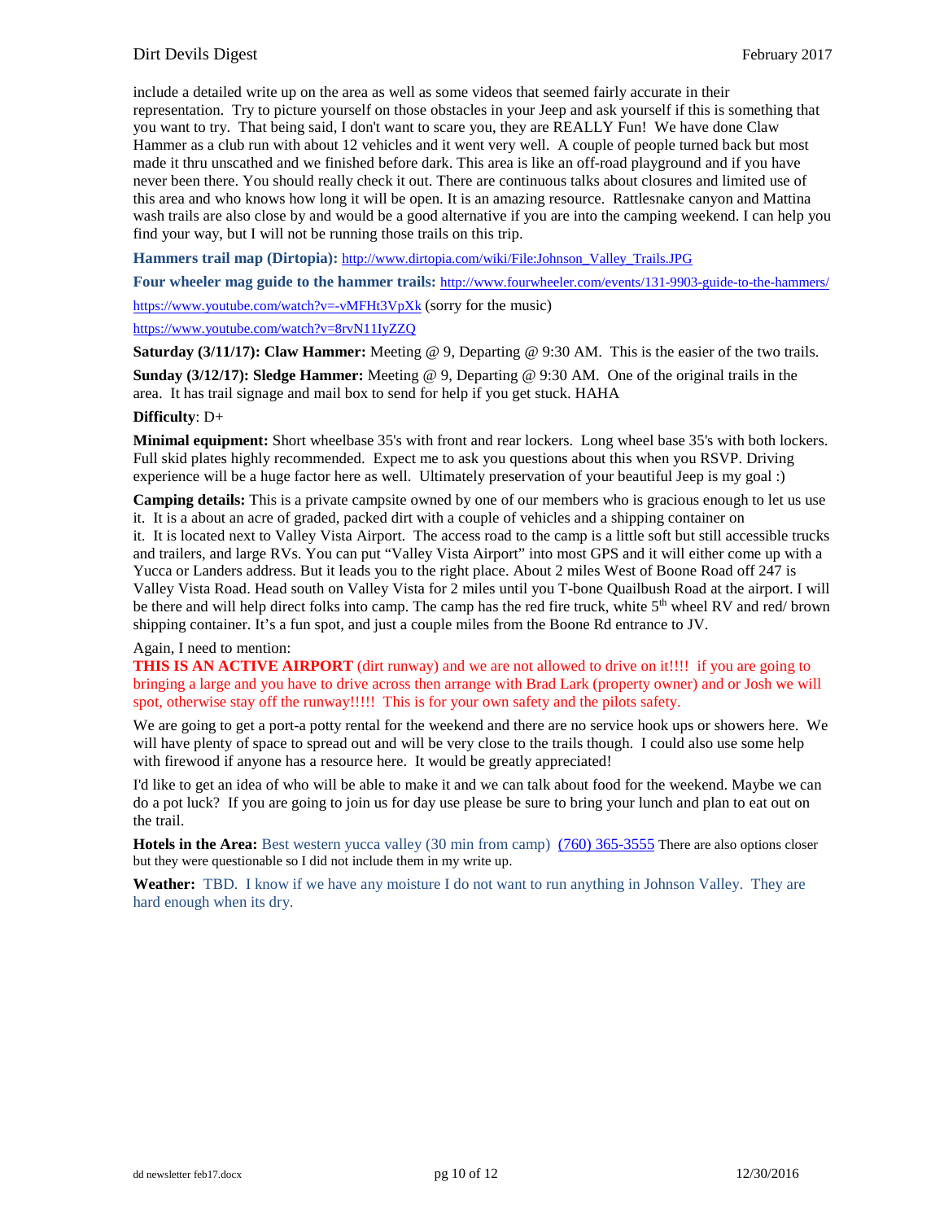include a detailed write up on the area as well as some videos that seemed fairly accurate in their representation. Try to picture yourself on those obstacles in your Jeep and ask yourself if this is something that you want to try. That being said, I don't want to scare you, they are REALLY Fun! We have done Claw Hammer as a club run with about 12 vehicles and it went very well. A couple of people turned back but most made it thru unscathed and we finished before dark. This area is like an off-road playground and if you have never been there. You should really check it out. There are continuous talks about closures and limited use of this area and who knows how long it will be open. It is an amazing resource. Rattlesnake canyon and Mattina wash trails are also close by and would be a good alternative if you are into the camping weekend. I can help you find your way, but I will not be running those trails on this trip.

**Hammers trail map (Dirtopia):** http://www.dirtopia.com/wiki/File:Johnson_Valley_Trails.JPG

**Four wheeler mag guide to the hammer trails:** http://www.fourwheeler.com/events/131-9903-guide-to-the-hammers/

https://www.youtube.com/watch?v=-vMFHt3VpXk (sorry for the music)

https://www.youtube.com/watch?v=8rvN11IyZZQ

**Saturday (3/11/17): Claw Hammer:** Meeting @ 9, Departing @ 9:30 AM. This is the easier of the two trails.

**Sunday (3/12/17): Sledge Hammer:** Meeting @ 9, Departing @ 9:30 AM. One of the original trails in the area. It has trail signage and mail box to send for help if you get stuck. HAHA

**Difficulty**: D+

**Minimal equipment:** Short wheelbase 35's with front and rear lockers. Long wheel base 35's with both lockers. Full skid plates highly recommended. Expect me to ask you questions about this when you RSVP. Driving experience will be a huge factor here as well. Ultimately preservation of your beautiful Jeep is my goal :)

**Camping details:** This is a private campsite owned by one of our members who is gracious enough to let us use it. It is a about an acre of graded, packed dirt with a couple of vehicles and a shipping container on it. It is located next to Valley Vista Airport. The access road to the camp is a little soft but still accessible trucks and trailers, and large RVs. You can put "Valley Vista Airport" into most GPS and it will either come up with a Yucca or Landers address. But it leads you to the right place. About 2 miles West of Boone Road off 247 is Valley Vista Road. Head south on Valley Vista for 2 miles until you T-bone Quailbush Road at the airport. I will be there and will help direct folks into camp. The camp has the red fire truck, white 5th wheel RV and red/ brown shipping container. It's a fun spot, and just a couple miles from the Boone Rd entrance to JV.

Again, I need to mention:

**THIS IS AN ACTIVE AIRPORT** (dirt runway) and we are not allowed to drive on it!!!! if you are going to bringing a large and you have to drive across then arrange with Brad Lark (property owner) and or Josh we will spot, otherwise stay off the runway!!!!! This is for your own safety and the pilots safety.

We are going to get a port-a potty rental for the weekend and there are no service hook ups or showers here. We will have plenty of space to spread out and will be very close to the trails though. I could also use some help with firewood if anyone has a resource here. It would be greatly appreciated!

I'd like to get an idea of who will be able to make it and we can talk about food for the weekend. Maybe we can do a pot luck? If you are going to join us for day use please be sure to bring your lunch and plan to eat out on the trail.

**Hotels in the Area:** Best western yucca valley (30 min from camp) (760) 365-3555 There are also options closer but they were questionable so I did not include them in my write up.

**Weather:** TBD. I know if we have any moisture I do not want to run anything in Johnson Valley. They are hard enough when its dry.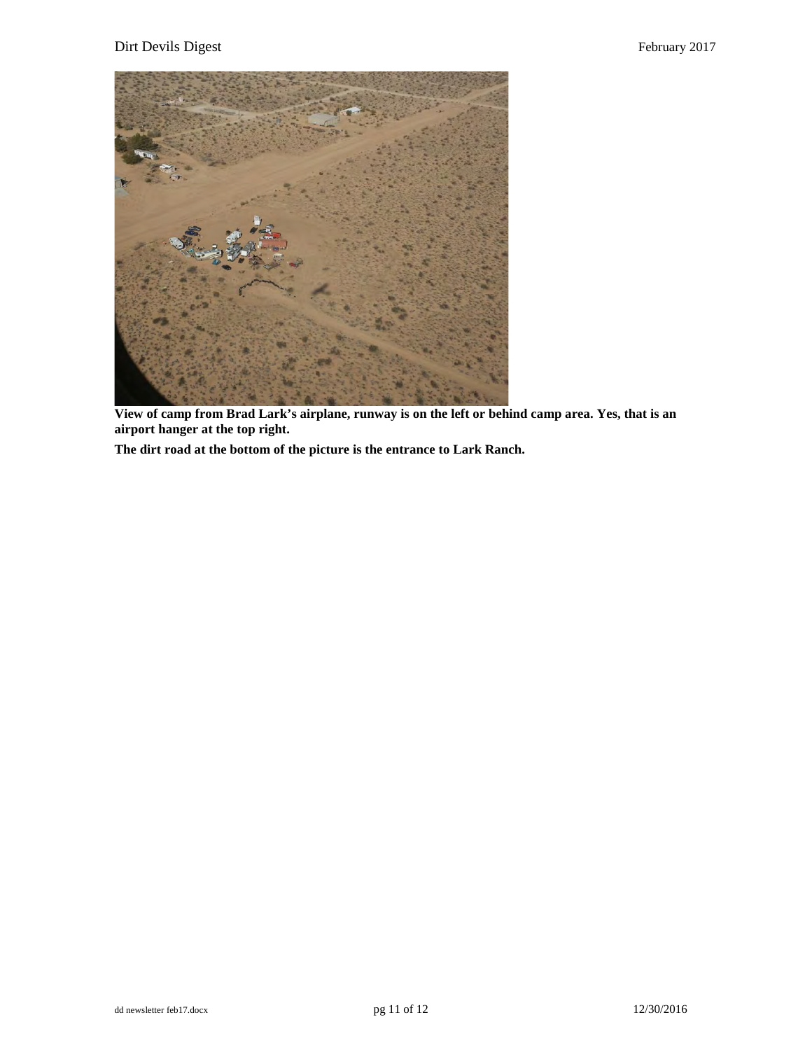**View of camp from Brad Lark's airplane, runway is on the left or behind camp area. Yes, that is an airport hanger at the top right.**

**The dirt road at the bottom of the picture is the entrance to Lark Ranch.**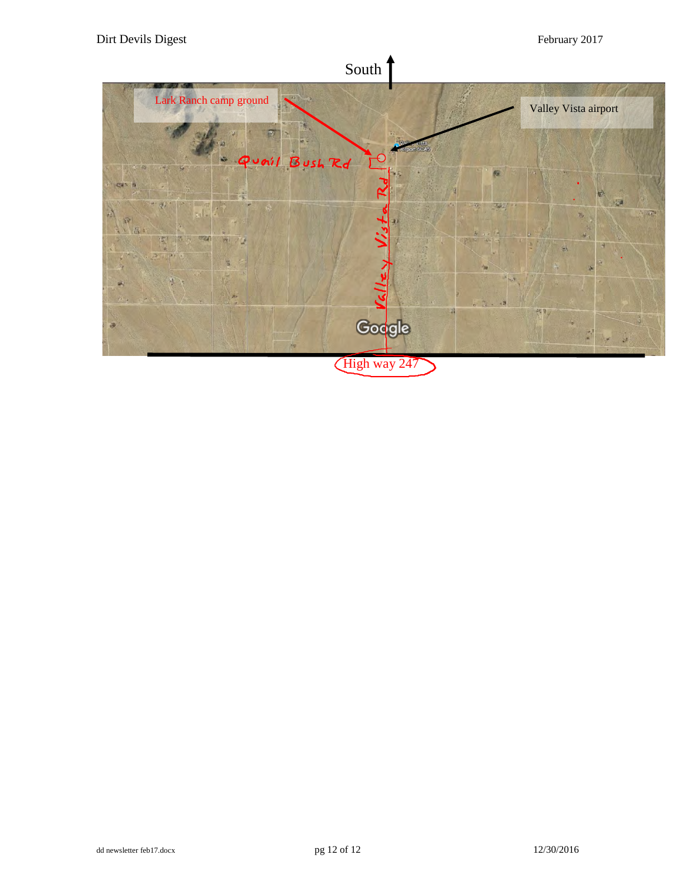South

Lark Ranch camp ground

Valley Vista airport

Quail Bush Rd

Valley Vista Rd

High way 247